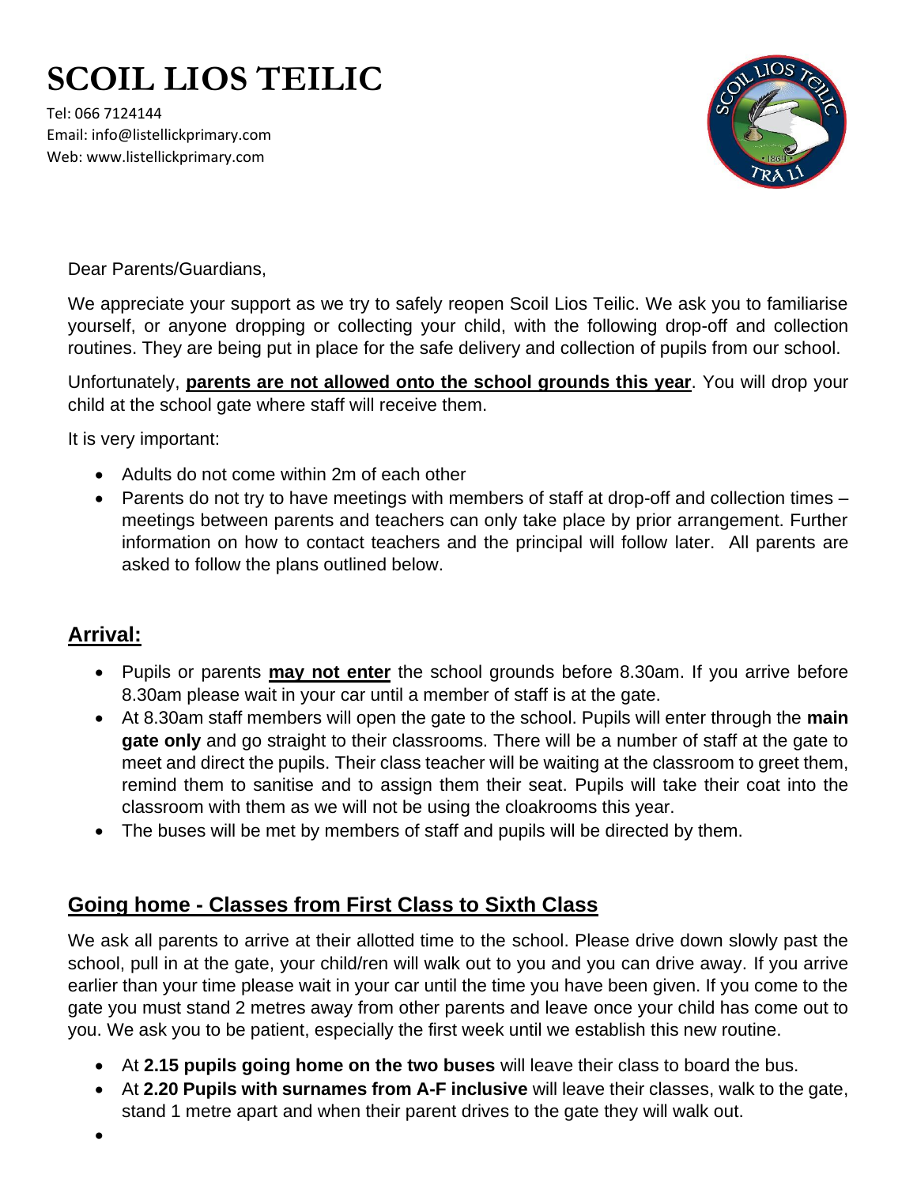# SCOIL LIOS TEILIC

Tel: 066 7124144
Email: info@listellickprimary.com
Web: www.listellickprimary.com

Dear Parents/Guardians,

We appreciate your support as we try to safely reopen Scoil Lios Teilic. We ask you to familiarise yourself, or anyone dropping or collecting your child, with the following drop-off and collection routines. They are being put in place for the safe delivery and collection of pupils from our school.

Unfortunately, **parents are not allowed onto the school grounds this year**. You will drop your child at the school gate where staff will receive them.

It is very important:

- Adults do not come within 2m of each other
- Parents do not try to have meetings with members of staff at drop-off and collection times – meetings between parents and teachers can only take place by prior arrangement. Further information on how to contact teachers and the principal will follow later. All parents are asked to follow the plans outlined below.

## Arrival:

- Pupils or parents **may not enter** the school grounds before 8.30am. If you arrive before 8.30am please wait in your car until a member of staff is at the gate.
- At 8.30am staff members will open the gate to the school. Pupils will enter through the **main gate only** and go straight to their classrooms. There will be a number of staff at the gate to meet and direct the pupils. Their class teacher will be waiting at the classroom to greet them, remind them to sanitise and to assign them their seat. Pupils will take their coat into the classroom with them as we will not be using the cloakrooms this year.
- The buses will be met by members of staff and pupils will be directed by them.

## Going home - Classes from First Class to Sixth Class

We ask all parents to arrive at their allotted time to the school. Please drive down slowly past the school, pull in at the gate, your child/ren will walk out to you and you can drive away. If you arrive earlier than your time please wait in your car until the time you have been given. If you come to the gate you must stand 2 metres away from other parents and leave once your child has come out to you. We ask you to be patient, especially the first week until we establish this new routine.

- At **2.15 pupils going home on the two buses** will leave their class to board the bus.
- At **2.20 Pupils with surnames from A-F inclusive** will leave their classes, walk to the gate, stand 1 metre apart and when their parent drives to the gate they will walk out.
-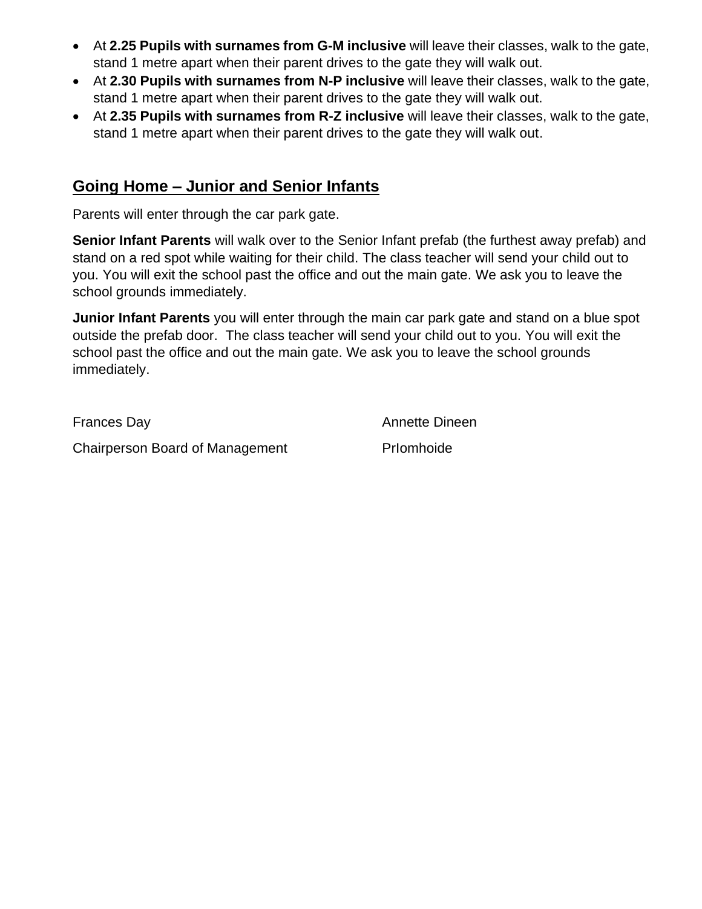- At **2.25 Pupils with surnames from G-M inclusive** will leave their classes, walk to the gate, stand 1 metre apart when their parent drives to the gate they will walk out.
- At **2.30 Pupils with surnames from N-P inclusive** will leave their classes, walk to the gate, stand 1 metre apart when their parent drives to the gate they will walk out.
- At **2.35 Pupils with surnames from R-Z inclusive** will leave their classes, walk to the gate, stand 1 metre apart when their parent drives to the gate they will walk out.

## Going Home – Junior and Senior Infants

Parents will enter through the car park gate.

**Senior Infant Parents** will walk over to the Senior Infant prefab (the furthest away prefab) and stand on a red spot while waiting for their child. The class teacher will send your child out to you. You will exit the school past the office and out the main gate. We ask you to leave the school grounds immediately.

**Junior Infant Parents** you will enter through the main car park gate and stand on a blue spot outside the prefab door. The class teacher will send your child out to you. You will exit the school past the office and out the main gate. We ask you to leave the school grounds immediately.

Frances Day
Chairperson Board of Management

Annette Dineen
PrIomhoide